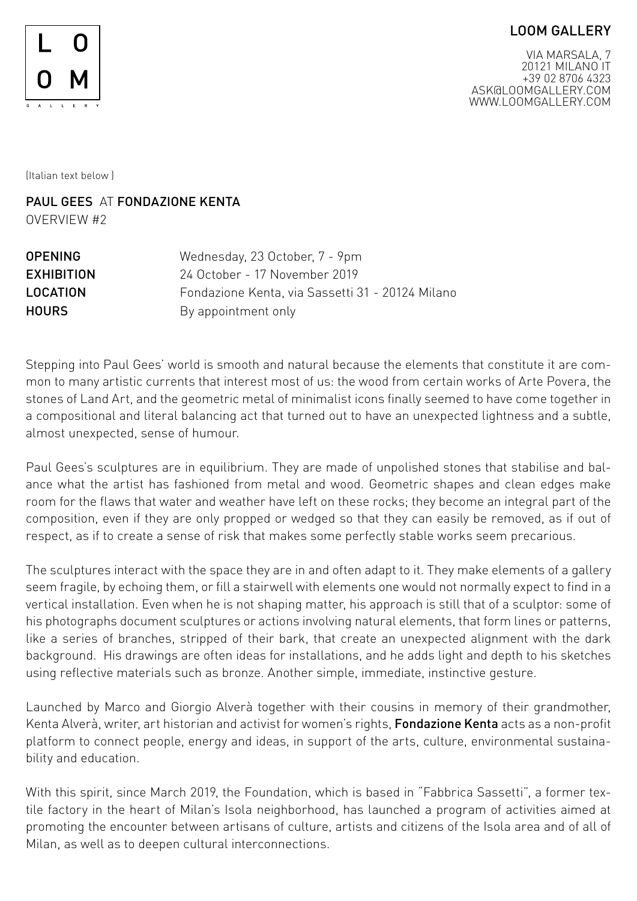LOOM GALLERY

VIA MARSALA, 7
20121 MILANO IT
+39 02 8706 4323
ASK@LOOMGALLERY.COM
WWW.LOOMGALLERY.COM

(Italian text below )

## PAUL GEES AT FONDAZIONE KENTA

OVERVIEW #2

| | |
|---|---|
| **OPENING** | Wednesday, 23 October, 7 - 9pm |
| **EXHIBITION** | 24 October - 17 November 2019 |
| **LOCATION** | Fondazione Kenta, via Sassetti 31 - 20124 Milano |
| **HOURS** | By appointment only |

Stepping into Paul Gees' world is smooth and natural because the elements that constitute it are common to many artistic currents that interest most of us: the wood from certain works of Arte Povera, the stones of Land Art, and the geometric metal of minimalist icons finally seemed to have come together in a compositional and literal balancing act that turned out to have an unexpected lightness and a subtle, almost unexpected, sense of humour.

Paul Gees's sculptures are in equilibrium. They are made of unpolished stones that stabilise and balance what the artist has fashioned from metal and wood. Geometric shapes and clean edges make room for the flaws that water and weather have left on these rocks; they become an integral part of the composition, even if they are only propped or wedged so that they can easily be removed, as if out of respect, as if to create a sense of risk that makes some perfectly stable works seem precarious.

The sculptures interact with the space they are in and often adapt to it. They make elements of a gallery seem fragile, by echoing them, or fill a stairwell with elements one would not normally expect to find in a vertical installation. Even when he is not shaping matter, his approach is still that of a sculptor: some of his photographs document sculptures or actions involving natural elements, that form lines or patterns, like a series of branches, stripped of their bark, that create an unexpected alignment with the dark background. His drawings are often ideas for installations, and he adds light and depth to his sketches using reflective materials such as bronze. Another simple, immediate, instinctive gesture.

Launched by Marco and Giorgio Alverà together with their cousins in memory of their grandmother, Kenta Alverà, writer, art historian and activist for women's rights, **Fondazione Kenta** acts as a non-profit platform to connect people, energy and ideas, in support of the arts, culture, environmental sustainability and education.

With this spirit, since March 2019, the Foundation, which is based in "Fabbrica Sassetti", a former textile factory in the heart of Milan's Isola neighborhood, has launched a program of activities aimed at promoting the encounter between artisans of culture, artists and citizens of the Isola area and of all of Milan, as well as to deepen cultural interconnections.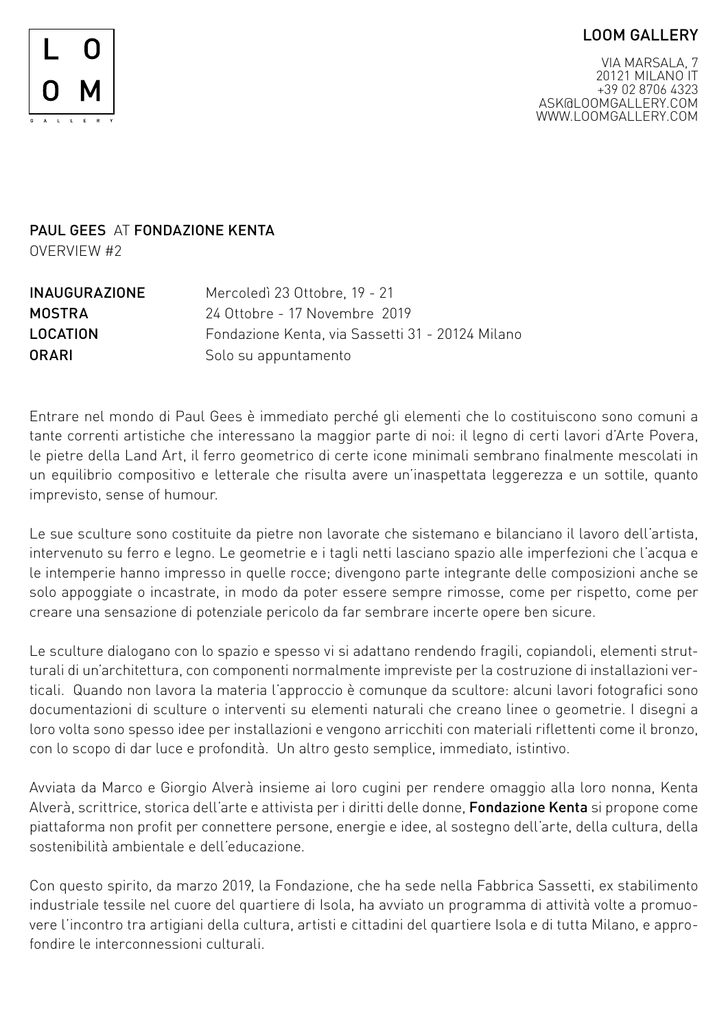LOOM GALLERY

VIA MARSALA, 7
20121 MILANO IT
+39 02 8706 4323
ASK@LOOMGALLERY.COM
WWW.LOOMGALLERY.COM

## PAUL GEES AT FONDAZIONE KENTA

OVERVIEW #2

| | |
|---|---|
| **INAUGURAZIONE** | Mercoledì 23 Ottobre, 19 - 21 |
| **MOSTRA** | 24 Ottobre - 17 Novembre 2019 |
| **LOCATION** | Fondazione Kenta, via Sassetti 31 - 20124 Milano |
| **ORARI** | Solo su appuntamento |

Entrare nel mondo di Paul Gees è immediato perché gli elementi che lo costituiscono sono comuni a tante correnti artistiche che interessano la maggior parte di noi: il legno di certi lavori d'Arte Povera, le pietre della Land Art, il ferro geometrico di certe icone minimali sembrano finalmente mescolati in un equilibrio compositivo e letterale che risulta avere un'inaspettata leggerezza e un sottile, quanto imprevisto, sense of humour.

Le sue sculture sono costituite da pietre non lavorate che sistemano e bilanciano il lavoro dell'artista, intervenuto su ferro e legno. Le geometrie e i tagli netti lasciano spazio alle imperfezioni che l'acqua e le intemperie hanno impresso in quelle rocce; divengono parte integrante delle composizioni anche se solo appoggiate o incastrate, in modo da poter essere sempre rimosse, come per rispetto, come per creare una sensazione di potenziale pericolo da far sembrare incerte opere ben sicure.

Le sculture dialogano con lo spazio e spesso vi si adattano rendendo fragili, copiandoli, elementi strutturali di un'architettura, con componenti normalmente impreviste per la costruzione di installazioni verticali. Quando non lavora la materia l'approccio è comunque da scultore: alcuni lavori fotografici sono documentazioni di sculture o interventi su elementi naturali che creano linee o geometrie. I disegni a loro volta sono spesso idee per installazioni e vengono arricchiti con materiali riflettenti come il bronzo, con lo scopo di dar luce e profondità. Un altro gesto semplice, immediato, istintivo.

Avviata da Marco e Giorgio Alverà insieme ai loro cugini per rendere omaggio alla loro nonna, Kenta Alverà, scrittrice, storica dell'arte e attivista per i diritti delle donne, **Fondazione Kenta** si propone come piattaforma non profit per connettere persone, energie e idee, al sostegno dell'arte, della cultura, della sostenibilità ambientale e dell'educazione.

Con questo spirito, da marzo 2019, la Fondazione, che ha sede nella Fabbrica Sassetti, ex stabilimento industriale tessile nel cuore del quartiere di Isola, ha avviato un programma di attività volte a promuovere l'incontro tra artigiani della cultura, artisti e cittadini del quartiere Isola e di tutta Milano, e approfondire le interconnessioni culturali.